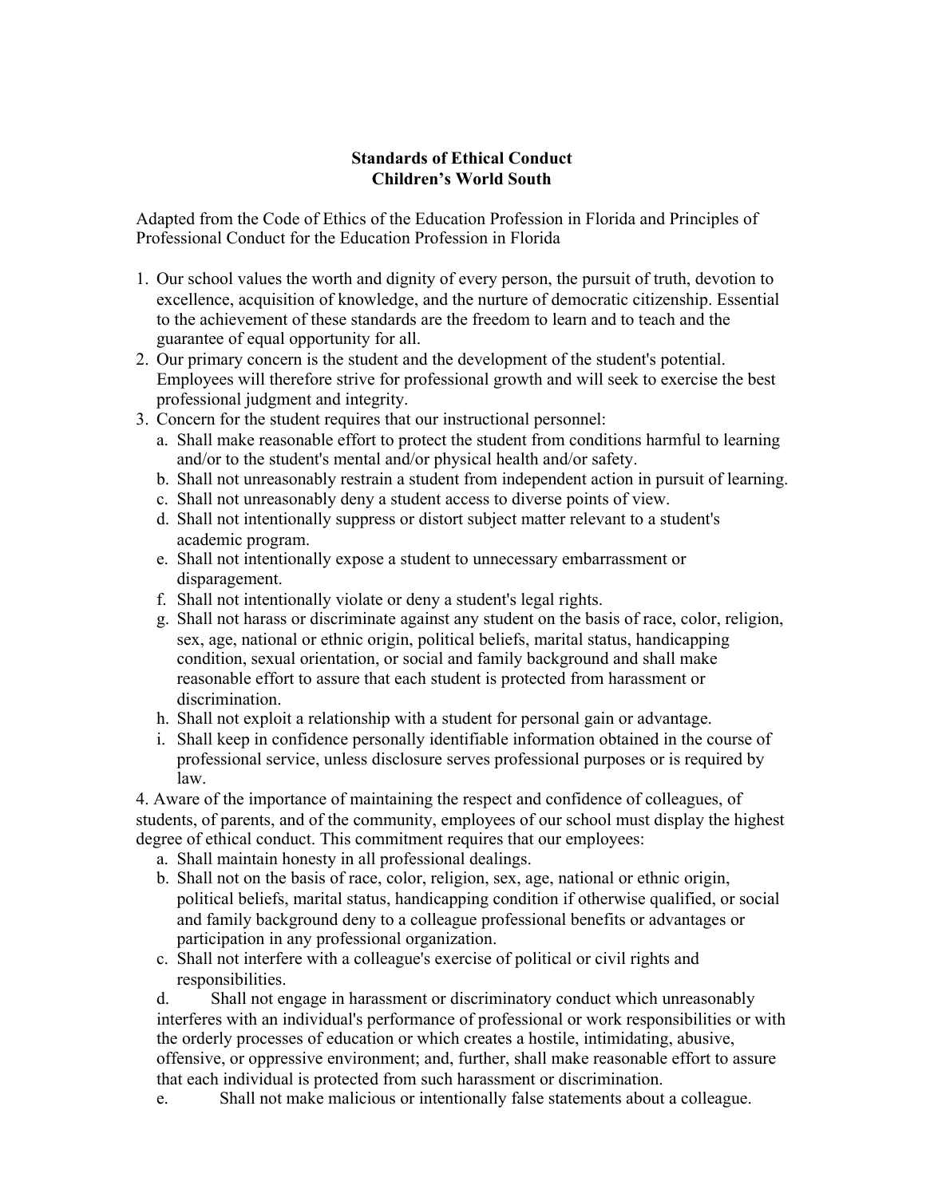**Standards of Ethical Conduct**
**Children's World South**

Adapted from the Code of Ethics of the Education Profession in Florida and Principles of Professional Conduct for the Education Profession in Florida

1. Our school values the worth and dignity of every person, the pursuit of truth, devotion to excellence, acquisition of knowledge, and the nurture of democratic citizenship. Essential to the achievement of these standards are the freedom to learn and to teach and the guarantee of equal opportunity for all.
2. Our primary concern is the student and the development of the student's potential. Employees will therefore strive for professional growth and will seek to exercise the best professional judgment and integrity.
3. Concern for the student requires that our instructional personnel:
   a. Shall make reasonable effort to protect the student from conditions harmful to learning and/or to the student's mental and/or physical health and/or safety.
   b. Shall not unreasonably restrain a student from independent action in pursuit of learning.
   c. Shall not unreasonably deny a student access to diverse points of view.
   d. Shall not intentionally suppress or distort subject matter relevant to a student's academic program.
   e. Shall not intentionally expose a student to unnecessary embarrassment or disparagement.
   f. Shall not intentionally violate or deny a student's legal rights.
   g. Shall not harass or discriminate against any student on the basis of race, color, religion, sex, age, national or ethnic origin, political beliefs, marital status, handicapping condition, sexual orientation, or social and family background and shall make reasonable effort to assure that each student is protected from harassment or discrimination.
   h. Shall not exploit a relationship with a student for personal gain or advantage.
   i. Shall keep in confidence personally identifiable information obtained in the course of professional service, unless disclosure serves professional purposes or is required by law.

4. Aware of the importance of maintaining the respect and confidence of colleagues, of students, of parents, and of the community, employees of our school must display the highest degree of ethical conduct. This commitment requires that our employees:
   a. Shall maintain honesty in all professional dealings.
   b. Shall not on the basis of race, color, religion, sex, age, national or ethnic origin, political beliefs, marital status, handicapping condition if otherwise qualified, or social and family background deny to a colleague professional benefits or advantages or participation in any professional organization.
   c. Shall not interfere with a colleague's exercise of political or civil rights and responsibilities.
   d. Shall not engage in harassment or discriminatory conduct which unreasonably interferes with an individual's performance of professional or work responsibilities or with the orderly processes of education or which creates a hostile, intimidating, abusive, offensive, or oppressive environment; and, further, shall make reasonable effort to assure that each individual is protected from such harassment or discrimination.
   e. Shall not make malicious or intentionally false statements about a colleague.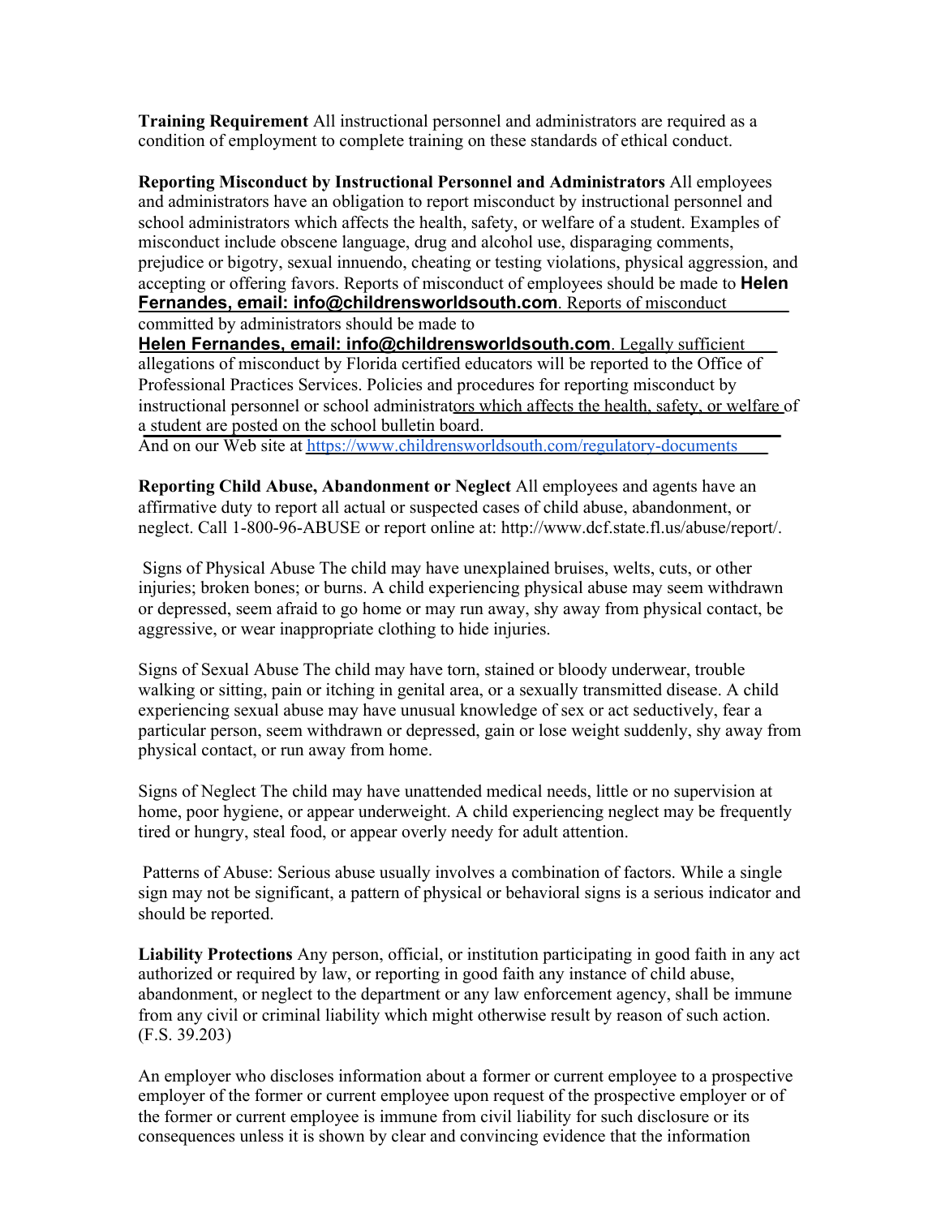**Training Requirement** All instructional personnel and administrators are required as a condition of employment to complete training on these standards of ethical conduct.

**Reporting Misconduct by Instructional Personnel and Administrators** All employees and administrators have an obligation to report misconduct by instructional personnel and school administrators which affects the health, safety, or welfare of a student. Examples of misconduct include obscene language, drug and alcohol use, disparaging comments, prejudice or bigotry, sexual innuendo, cheating or testing violations, physical aggression, and accepting or offering favors. Reports of misconduct of employees should be made to **Helen Fernandes, email: info@childrensworldsouth.com**. Reports of misconduct committed by administrators should be made to **Helen Fernandes, email: info@childrensworldsouth.com**. Legally sufficient allegations of misconduct by Florida certified educators will be reported to the Office of Professional Practices Services. Policies and procedures for reporting misconduct by instructional personnel or school administrators which affects the health, safety, or welfare of a student are posted on the school bulletin board.
And on our Web site at https://www.childrensworldsouth.com/regulatory-documents

**Reporting Child Abuse, Abandonment or Neglect** All employees and agents have an affirmative duty to report all actual or suspected cases of child abuse, abandonment, or neglect. Call 1-800-96-ABUSE or report online at: http://www.dcf.state.fl.us/abuse/report/.

Signs of Physical Abuse The child may have unexplained bruises, welts, cuts, or other injuries; broken bones; or burns. A child experiencing physical abuse may seem withdrawn or depressed, seem afraid to go home or may run away, shy away from physical contact, be aggressive, or wear inappropriate clothing to hide injuries.

Signs of Sexual Abuse The child may have torn, stained or bloody underwear, trouble walking or sitting, pain or itching in genital area, or a sexually transmitted disease. A child experiencing sexual abuse may have unusual knowledge of sex or act seductively, fear a particular person, seem withdrawn or depressed, gain or lose weight suddenly, shy away from physical contact, or run away from home.

Signs of Neglect The child may have unattended medical needs, little or no supervision at home, poor hygiene, or appear underweight. A child experiencing neglect may be frequently tired or hungry, steal food, or appear overly needy for adult attention.

Patterns of Abuse: Serious abuse usually involves a combination of factors. While a single sign may not be significant, a pattern of physical or behavioral signs is a serious indicator and should be reported.

**Liability Protections** Any person, official, or institution participating in good faith in any act authorized or required by law, or reporting in good faith any instance of child abuse, abandonment, or neglect to the department or any law enforcement agency, shall be immune from any civil or criminal liability which might otherwise result by reason of such action. (F.S. 39.203)

An employer who discloses information about a former or current employee to a prospective employer of the former or current employee upon request of the prospective employer or of the former or current employee is immune from civil liability for such disclosure or its consequences unless it is shown by clear and convincing evidence that the information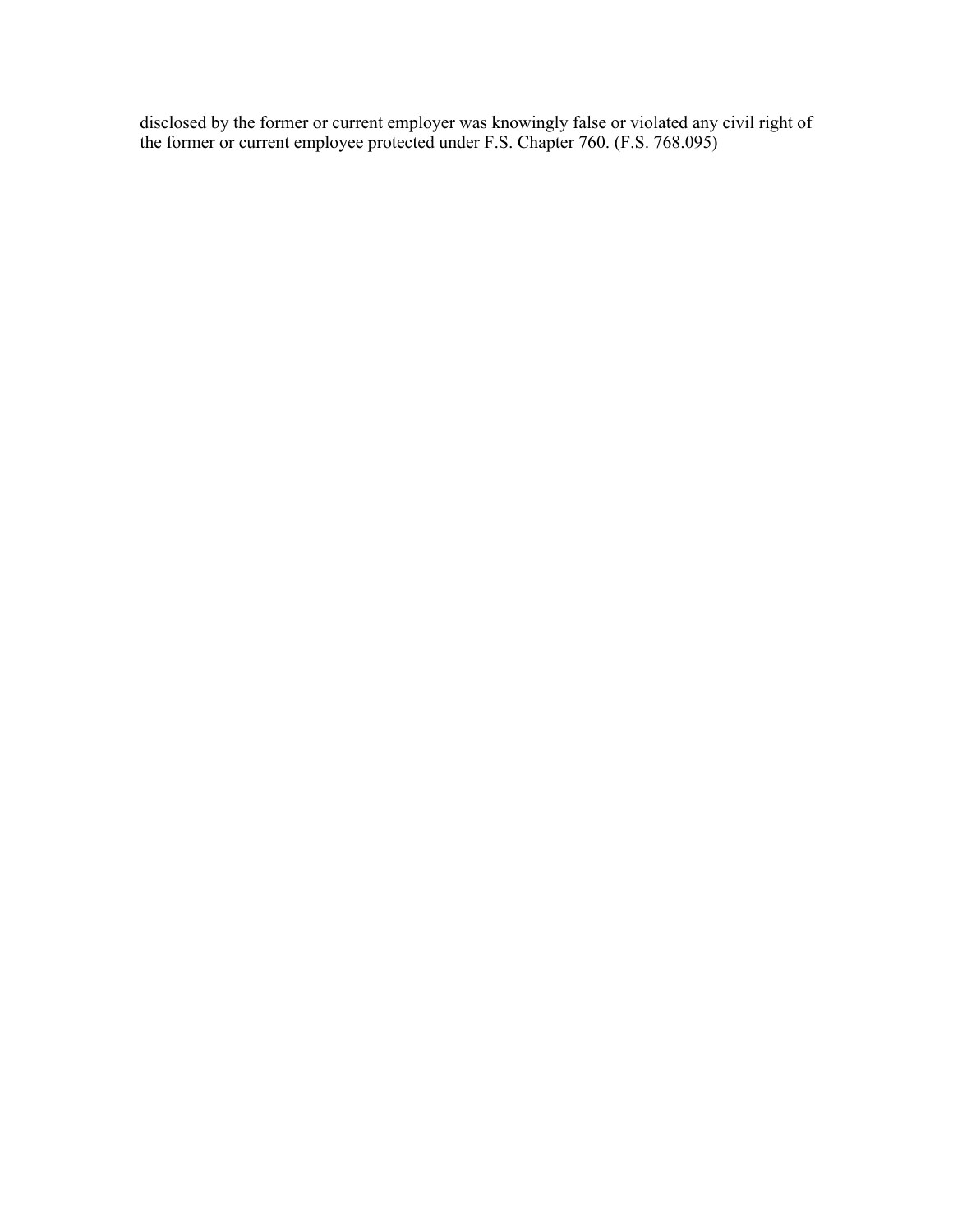disclosed by the former or current employer was knowingly false or violated any civil right of the former or current employee protected under F.S. Chapter 760. (F.S. 768.095)